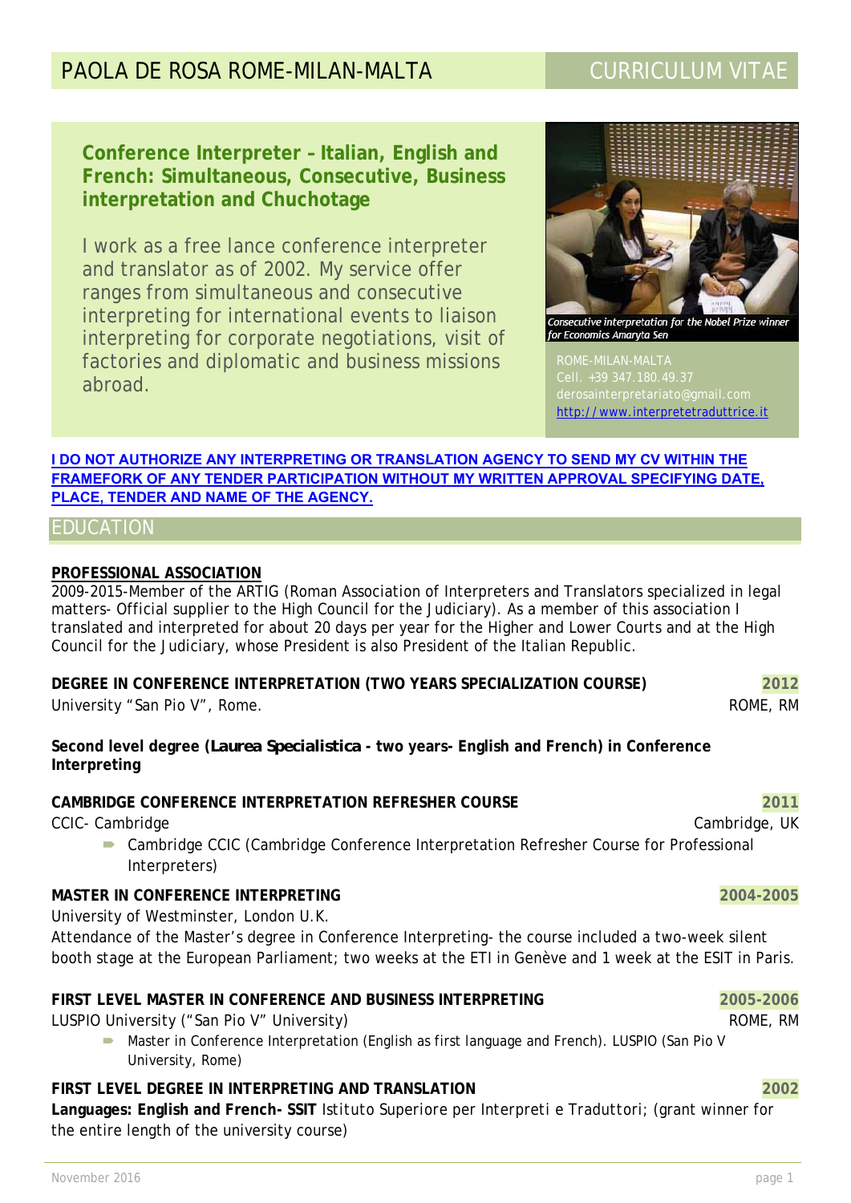# PAOLA DE ROSA ROME-MILAN-MALTA

## CURRICULUM VITAE

### Conference Interpreter – Italian, English and French: Simultaneous, Consecutive, Business interpretation and Chuchotage

I work as a free lance conference interpreter and translator as of 2002. My service offer ranges from simultaneous and consecutive interpreting for international events to liaison interpreting for corporate negotiations, visit of factories and diplomatic and business missions abroad.

*Consecutive interpretation for the Nobel Prize winner for Economics Amaryta Sen*

ROME-MILAN-MALTA
Cell. +39 347.180.49.37
derosainterpretariato@gmail.com
http://www.interpretetraduttrice.it

**I DO NOT AUTHORIZE ANY INTERPRETING OR TRANSLATION AGENCY TO SEND MY CV WITHIN THE FRAMEFORK OF ANY TENDER PARTICIPATION WITHOUT MY WRITTEN APPROVAL SPECIFYING DATE, PLACE, TENDER AND NAME OF THE AGENCY.**

## EDUCATION

**PROFESSIONAL ASSOCIATION**

2009-2015-Member of the ARTIG (Roman Association of Interpreters and Translators specialized in legal matters- Official supplier to the High Council for the Judiciary). As a member of this association I translated and interpreted for about 20 days per year for the Higher and Lower Courts and at the High Council for the Judiciary, whose President is also President of the Italian Republic.

**DEGREE IN CONFERENCE INTERPRETATION (TWO YEARS SPECIALIZATION COURSE)** — **2012**

University "San Pio V", Rome. — ROME, RM

**Second level degree (Laurea Specialistica - two years- English and French) in Conference Interpreting**

**CAMBRIDGE CONFERENCE INTERPRETATION REFRESHER COURSE** — **2011**

CCIC- Cambridge — Cambridge, UK

- Cambridge CCIC (Cambridge Conference Interpretation Refresher Course for Professional Interpreters)

**MASTER IN CONFERENCE INTERPRETING** — **2004-2005**

University of Westminster, London U.K.

Attendance of the Master's degree in Conference Interpreting- the course included a two-week silent booth stage at the European Parliament; two weeks at the ETI in Genève and 1 week at the ESIT in Paris.

**FIRST LEVEL MASTER IN CONFERENCE AND BUSINESS INTERPRETING** — **2005-2006**

LUSPIO University ("San Pio V" University) — ROME, RM

- Master in Conference Interpretation (English as first language and French). LUSPIO (San Pio V University, Rome)

**FIRST LEVEL DEGREE IN INTERPRETING AND TRANSLATION** — **2002**

**Languages: English and French- SSIT** Istituto Superiore per Interpreti e Traduttori; (grant winner for the entire length of the university course)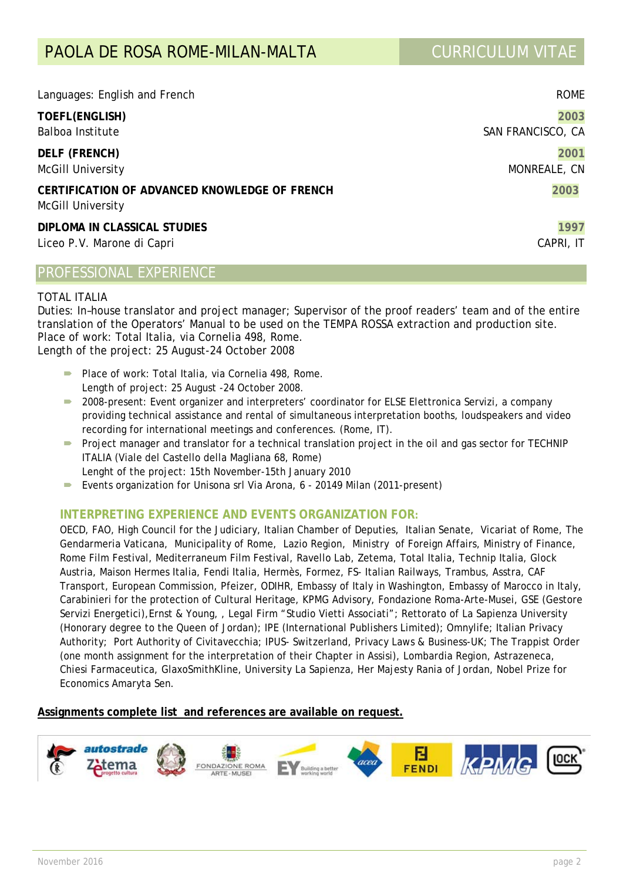# PAOLA DE ROSA ROME-MILAN-MALTA

## CURRICULUM VITAE

Languages: English and French — ROME

**TOEFL(ENGLISH)** — **2003**
Balboa Institute — SAN FRANCISCO, CA

**DELF (FRENCH)** — **2001**
McGill University — MONREALE, CN

**CERTIFICATION OF ADVANCED KNOWLEDGE OF FRENCH** — **2003**
McGill University

**DIPLOMA IN CLASSICAL STUDIES** — **1997**
Liceo P.V. Marone di Capri — CAPRI, IT

## PROFESSIONAL EXPERIENCE

TOTAL ITALIA
Duties: In–house translator and project manager; Supervisor of the proof readers' team and of the entire translation of the Operators' Manual to be used on the TEMPA ROSSA extraction and production site.
Place of work: Total Italia, via Cornelia 498, Rome.
Length of the project: 25 August-24 October 2008

- Place of work: Total Italia, via Cornelia 498, Rome.
  Length of project: 25 August -24 October 2008.
- 2008-present: Event organizer and interpreters' coordinator for ELSE Elettronica Servizi, a company providing technical assistance and rental of simultaneous interpretation booths, loudspeakers and video recording for international meetings and conferences. (Rome, IT).
- Project manager and translator for a technical translation project in the oil and gas sector for TECHNIP ITALIA (Viale del Castello della Magliana 68, Rome)
  Lenght of the project: 15th November-15th January 2010
- Events organization for Unisona srl Via Arona, 6 - 20149 Milan (2011-present)

### INTERPRETING EXPERIENCE AND EVENTS ORGANIZATION FOR:

OECD, FAO, High Council for the Judiciary, Italian Chamber of Deputies, Italian Senate, Vicariat of Rome, The Gendarmeria Vaticana, Municipality of Rome, Lazio Region, Ministry of Foreign Affairs, Ministry of Finance, Rome Film Festival, Mediterraneum Film Festival, Ravello Lab, Zetema, Total Italia, Technip Italia, Glock Austria, Maison Hermes Italia, Fendi Italia, Hermès, Formez, FS- Italian Railways, Trambus, Asstra, CAF Transport, European Commission, Pfeizer, ODIHR, Embassy of Italy in Washington, Embassy of Marocco in Italy, Carabinieri for the protection of Cultural Heritage, KPMG Advisory, Fondazione Roma-Arte-Musei, GSE (Gestore Servizi Energetici),Ernst & Young, , Legal Firm "Studio Vietti Associati"; Rettorato of La Sapienza University (Honorary degree to the Queen of Jordan); IPE (International Publishers Limited); Omnylife; Italian Privacy Authority; Port Authority of Civitavecchia; IPUS- Switzerland, Privacy Laws & Business-UK; The Trappist Order (one month assignment for the interpretation of their Chapter in Assisi), Lombardia Region, Astrazeneca, Chiesi Farmaceutica, GlaxoSmithKline, University La Sapienza, Her Majesty Rania of Jordan, Nobel Prize for Economics Amaryta Sen.

**Assignments complete list and references are available on request.**

November 2016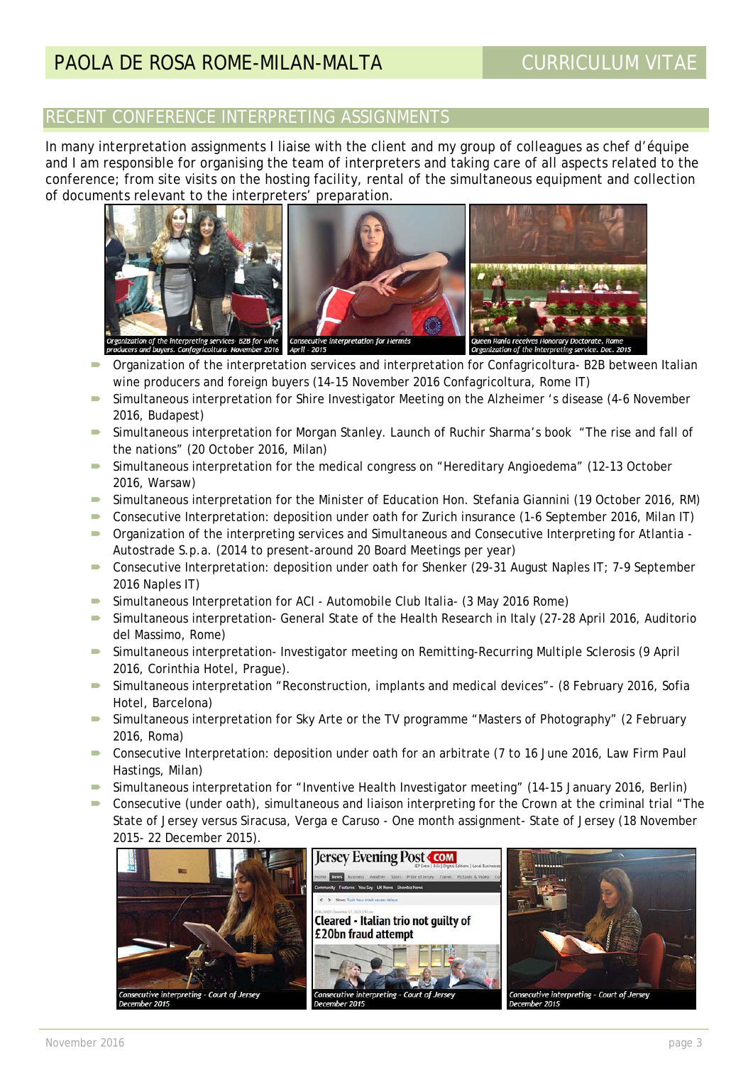# PAOLA DE ROSA ROME-MILAN-MALTA

## CURRICULUM VITAE

## RECENT CONFERENCE INTERPRETING ASSIGNMENTS

In many interpretation assignments I liaise with the client and my group of colleagues as chef d'équipe and I am responsible for organising the team of interpreters and taking care of all aspects related to the conference; from site visits on the hosting facility, rental of the simultaneous equipment and collection of documents relevant to the interpreters' preparation.

*Organization of the interpreting services- B2B for wine producers and buyers. Confagricoltura- November 2016*

*Consecutive interpretation for Hermès April - 2015*

*Queen Rania receives Honorary Doctorate, Rome Organization of the interpreting service. Dec. 2015*

- Organization of the interpretation services and interpretation for Confagricoltura- B2B between Italian wine producers and foreign buyers (14-15 November 2016 Confagricoltura, Rome IT)
- Simultaneous interpretation for Shire Investigator Meeting on the Alzheimer 's disease (4-6 November 2016, Budapest)
- Simultaneous interpretation for Morgan Stanley. Launch of Ruchir Sharma's book "The rise and fall of the nations" (20 October 2016, Milan)
- Simultaneous interpretation for the medical congress on "Hereditary Angioedema" (12-13 October 2016, Warsaw)
- Simultaneous interpretation for the Minister of Education Hon. Stefania Giannini (19 October 2016, RM)
- Consecutive Interpretation: deposition under oath for Zurich insurance (1-6 September 2016, Milan IT)
- Organization of the interpreting services and Simultaneous and Consecutive Interpreting for Atlantia - Autostrade S.p.a. (2014 to present-around 20 Board Meetings per year)
- Consecutive Interpretation: deposition under oath for Shenker (29-31 August Naples IT; 7-9 September 2016 Naples IT)
- Simultaneous Interpretation for ACI - Automobile Club Italia- (3 May 2016 Rome)
- Simultaneous interpretation- General State of the Health Research in Italy (27-28 April 2016, Auditorio del Massimo, Rome)
- Simultaneous interpretation- Investigator meeting on Remitting-Recurring Multiple Sclerosis (9 April 2016, Corinthia Hotel, Prague).
- Simultaneous interpretation "Reconstruction, implants and medical devices"- (8 February 2016, Sofia Hotel, Barcelona)
- Simultaneous interpretation for Sky Arte or the TV programme "Masters of Photography" (2 February 2016, Roma)
- Consecutive Interpretation: deposition under oath for an arbitrate (7 to 16 June 2016, Law Firm Paul Hastings, Milan)
- Simultaneous interpretation for "Inventive Health Investigator meeting" (14-15 January 2016, Berlin)
- Consecutive (under oath), simultaneous and liaison interpreting for the Crown at the criminal trial "The State of Jersey versus Siracusa, Verga e Caruso - One month assignment- State of Jersey (18 November 2015- 22 December 2015).

*Consecutive interpreting - Court of Jersey December 2015*

*Consecutive interpreting - Court of Jersey December 2015*

*Consecutive interpreting - Court of Jersey December 2015*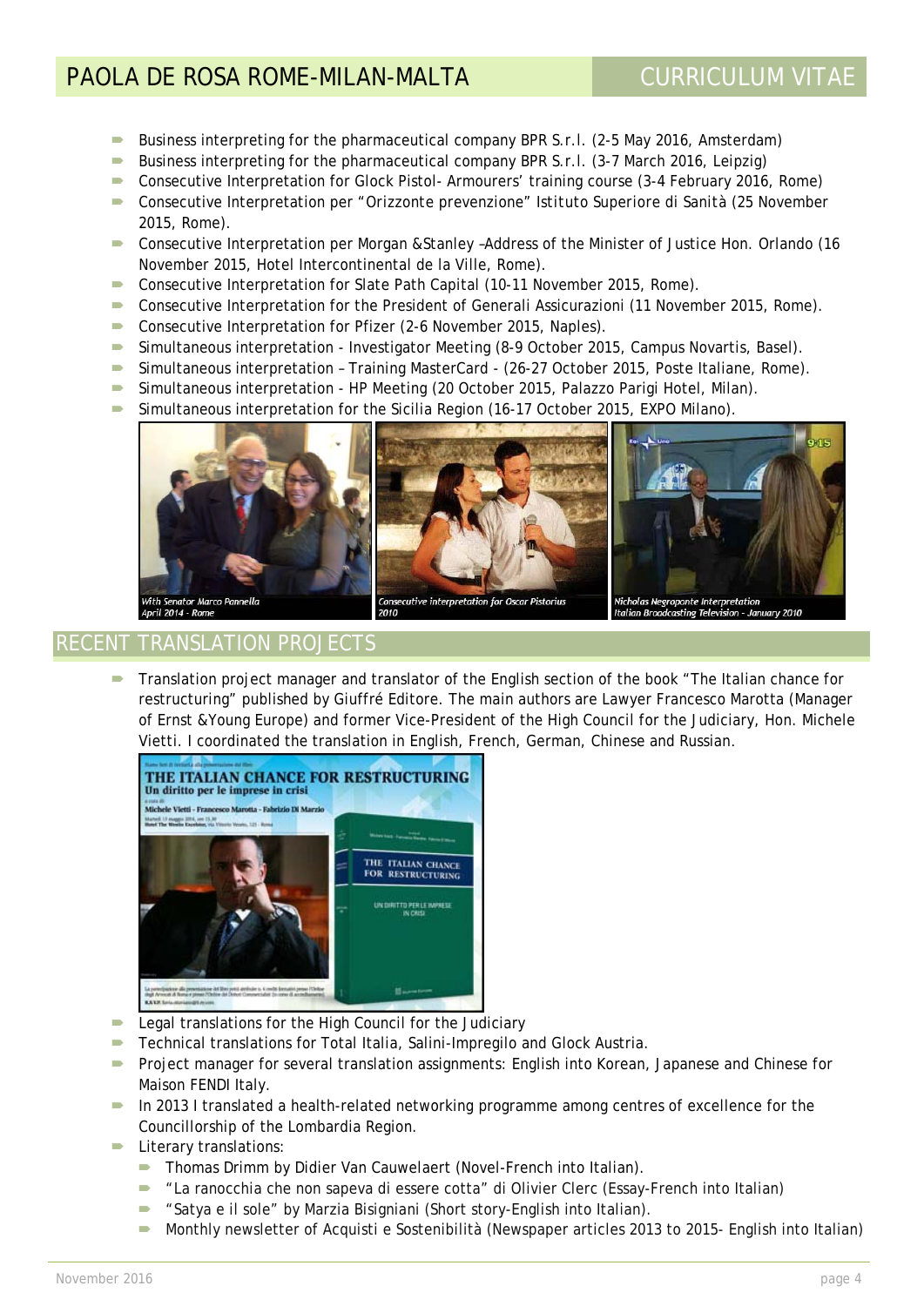- Business interpreting for the pharmaceutical company BPR S.r.l. (2-5 May 2016, Amsterdam)
- Business interpreting for the pharmaceutical company BPR S.r.l. (3-7 March 2016, Leipzig)
- Consecutive Interpretation for Glock Pistol- Armourers' training course (3-4 February 2016, Rome)
- Consecutive Interpretation per "Orizzonte prevenzione" Istituto Superiore di Sanità (25 November 2015, Rome).
- Consecutive Interpretation per Morgan &Stanley –Address of the Minister of Justice Hon. Orlando (16 November 2015, Hotel Intercontinental de la Ville, Rome).
- Consecutive Interpretation for Slate Path Capital (10-11 November 2015, Rome).
- Consecutive Interpretation for the President of Generali Assicurazioni (11 November 2015, Rome).
- Consecutive Interpretation for Pfizer (2-6 November 2015, Naples).
- Simultaneous interpretation - Investigator Meeting (8-9 October 2015, Campus Novartis, Basel).
- Simultaneous interpretation – Training MasterCard - (26-27 October 2015, Poste Italiane, Rome).
- Simultaneous interpretation - HP Meeting (20 October 2015, Palazzo Parigi Hotel, Milan).
- Simultaneous interpretation for the Sicilia Region (16-17 October 2015, EXPO Milano).

With Senator Marco Pannella
April 2014 - Rome

Consecutive interpretation for Oscar Pistorius
2010

Nicholas Negroponte Interpretation
Italian Broadcasting Television - January 2010

## RECENT TRANSLATION PROJECTS

- Translation project manager and translator of the English section of the book "The Italian chance for restructuring" published by Giuffré Editore. The main authors are Lawyer Francesco Marotta (Manager of Ernst &Young Europe) and former Vice-President of the High Council for the Judiciary, Hon. Michele Vietti. I coordinated the translation in English, French, German, Chinese and Russian.
- Legal translations for the High Council for the Judiciary
- Technical translations for Total Italia, Salini-Impregilo and Glock Austria.
- Project manager for several translation assignments: English into Korean, Japanese and Chinese for Maison FENDI Italy.
- In 2013 I translated a health-related networking programme among centres of excellence for the Councillorship of the Lombardia Region.
- Literary translations:
  - Thomas Drimm by Didier Van Cauwelaert (Novel-French into Italian).
  - "La ranocchia che non sapeva di essere cotta" di Olivier Clerc (Essay-French into Italian)
  - "Satya e il sole" by Marzia Bisigniani (Short story-English into Italian).
  - Monthly newsletter of Acquisti e Sostenibilità (Newspaper articles 2013 to 2015- English into Italian)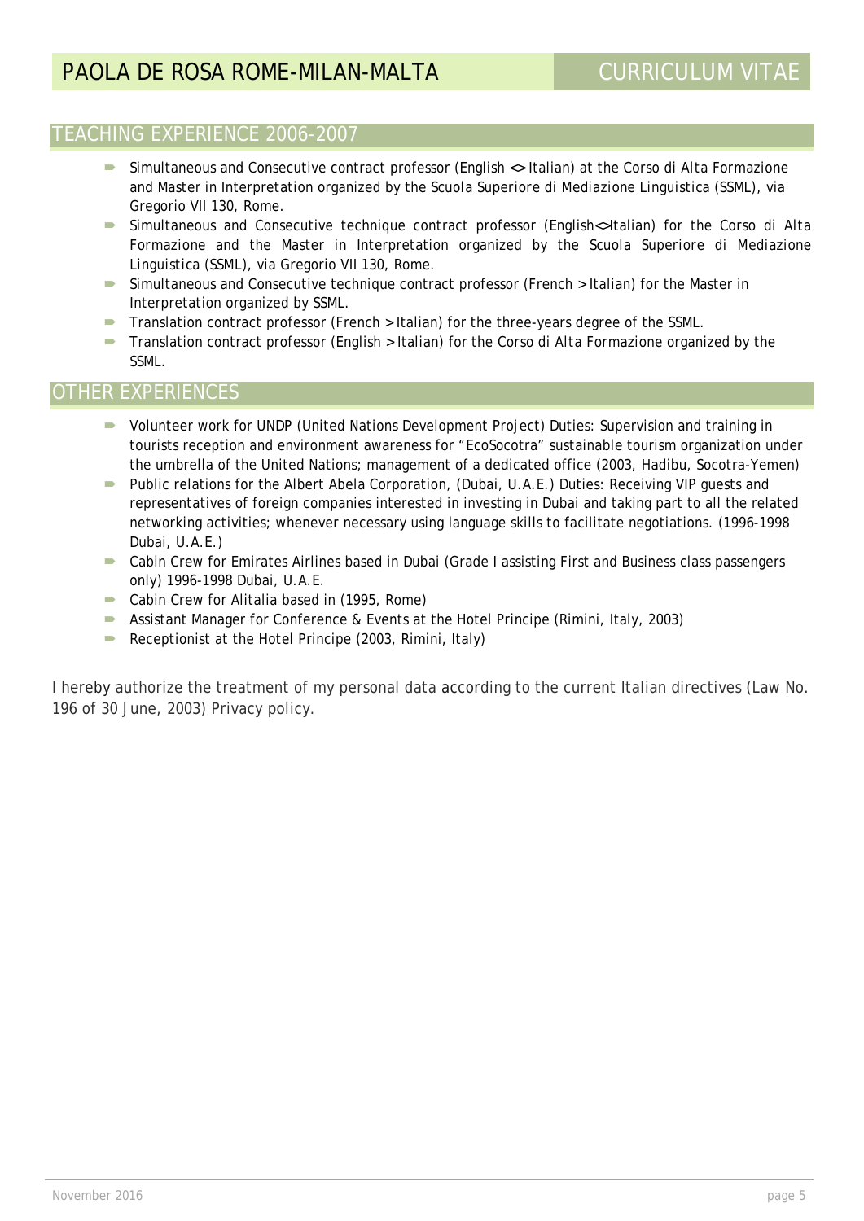## TEACHING EXPERIENCE 2006-2007

- Simultaneous and Consecutive contract professor (English <> Italian) at the Corso di Alta Formazione and Master in Interpretation organized by the Scuola Superiore di Mediazione Linguistica (SSML), via Gregorio VII 130, Rome.
- Simultaneous and Consecutive technique contract professor (English<>Italian) for the Corso di Alta Formazione and the Master in Interpretation organized by the Scuola Superiore di Mediazione Linguistica (SSML), via Gregorio VII 130, Rome.
- Simultaneous and Consecutive technique contract professor (French > Italian) for the Master in Interpretation organized by SSML.
- Translation contract professor (French > Italian) for the three-years degree of the SSML.
- Translation contract professor (English > Italian) for the Corso di Alta Formazione organized by the SSML.

## OTHER EXPERIENCES

- Volunteer work for UNDP (United Nations Development Project) Duties: Supervision and training in tourists reception and environment awareness for "EcoSocotra" sustainable tourism organization under the umbrella of the United Nations; management of a dedicated office (2003, Hadibu, Socotra-Yemen)
- Public relations for the Albert Abela Corporation, (Dubai, U.A.E.) Duties: Receiving VIP guests and representatives of foreign companies interested in investing in Dubai and taking part to all the related networking activities; whenever necessary using language skills to facilitate negotiations. (1996-1998 Dubai, U.A.E.)
- Cabin Crew for Emirates Airlines based in Dubai (Grade I assisting First and Business class passengers only) 1996-1998 Dubai, U.A.E.
- Cabin Crew for Alitalia based in (1995, Rome)
- Assistant Manager for Conference & Events at the Hotel Principe (Rimini, Italy, 2003)
- Receptionist at the Hotel Principe (2003, Rimini, Italy)

I hereby authorize the treatment of my personal data according to the current Italian directives (Law No. 196 of 30 June, 2003) Privacy policy.